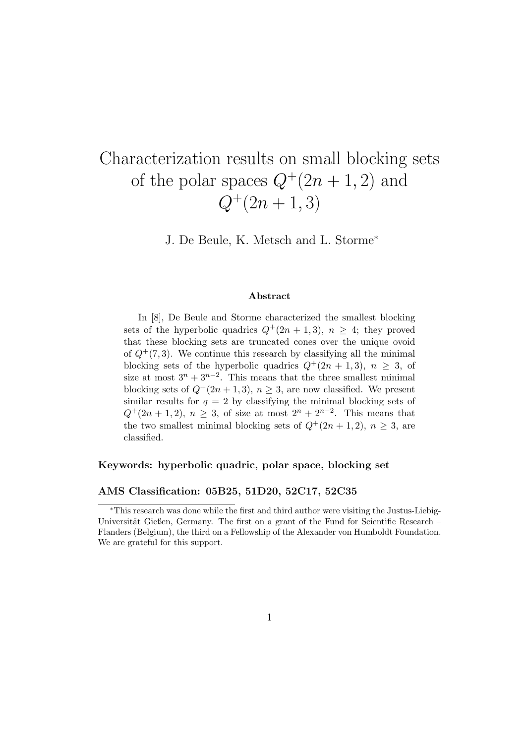# Characterization results on small blocking sets of the polar spaces $Q^+(2n+1,2)$ and $Q^+(2n+1,3)$

J. De Beule, K. Metsch and L. Storme*

### Abstract

In [8], De Beule and Storme characterized the smallest blocking sets of the hyperbolic quadrics $Q^+(2n+1,3)$, $n \geq 4$; they proved that these blocking sets are truncated cones over the unique ovoid of $Q^+(7,3)$. We continue this research by classifying all the minimal blocking sets of the hyperbolic quadrics $Q^+(2n+1,3)$, $n \geq 3$, of size at most $3^n + 3^{n-2}$. This means that the three smallest minimal blocking sets of $Q^+(2n+1,3)$, $n \geq 3$, are now classified. We present similar results for $q = 2$ by classifying the minimal blocking sets of $Q^+(2n+1,2)$, $n \geq 3$, of size at most $2^n + 2^{n-2}$. This means that the two smallest minimal blocking sets of $Q^+(2n+1,2)$, $n \geq 3$, are classified.

**Keywords: hyperbolic quadric, polar space, blocking set**

**AMS Classification: 05B25, 51D20, 52C17, 52C35**

---

*This research was done while the first and third author were visiting the Justus-Liebig-Universität Gießen, Germany. The first on a grant of the Fund for Scientific Research – Flanders (Belgium), the third on a Fellowship of the Alexander von Humboldt Foundation. We are grateful for this support.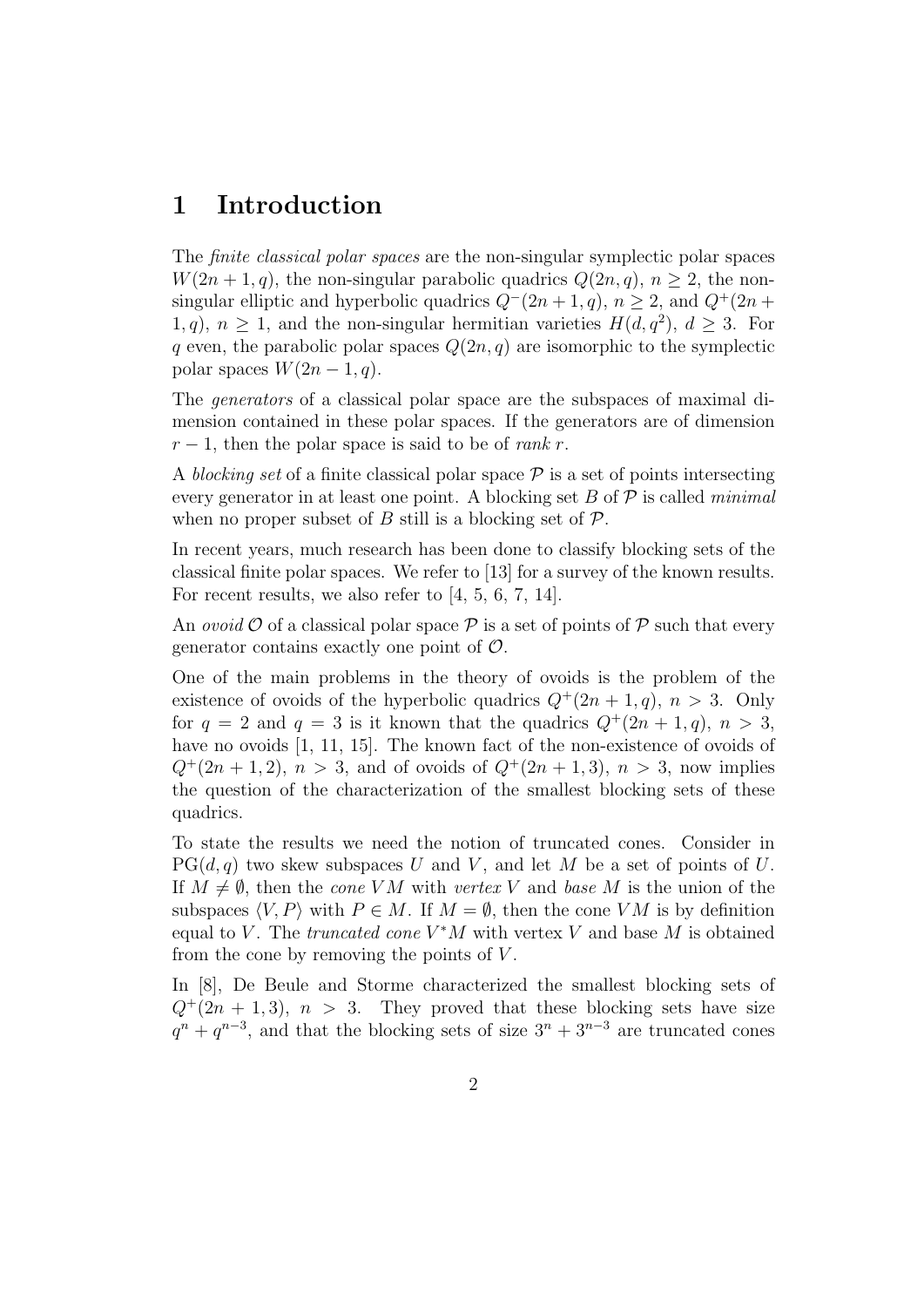# 1 Introduction

The *finite classical polar spaces* are the non-singular symplectic polar spaces $W(2n+1,q)$, the non-singular parabolic quadrics $Q(2n,q)$, $n \geq 2$, the non-singular elliptic and hyperbolic quadrics $Q^-(2n+1,q)$, $n \geq 2$, and $Q^+(2n+1,q)$, $n \geq 1$, and the non-singular hermitian varieties $H(d,q^2)$, $d \geq 3$. For $q$ even, the parabolic polar spaces $Q(2n,q)$ are isomorphic to the symplectic polar spaces $W(2n-1,q)$.

The *generators* of a classical polar space are the subspaces of maximal dimension contained in these polar spaces. If the generators are of dimension $r-1$, then the polar space is said to be of *rank* $r$.

A *blocking set* of a finite classical polar space $\mathcal{P}$ is a set of points intersecting every generator in at least one point. A blocking set $B$ of $\mathcal{P}$ is called *minimal* when no proper subset of $B$ still is a blocking set of $\mathcal{P}$.

In recent years, much research has been done to classify blocking sets of the classical finite polar spaces. We refer to [13] for a survey of the known results. For recent results, we also refer to [4, 5, 6, 7, 14].

An *ovoid* $\mathcal{O}$ of a classical polar space $\mathcal{P}$ is a set of points of $\mathcal{P}$ such that every generator contains exactly one point of $\mathcal{O}$.

One of the main problems in the theory of ovoids is the problem of the existence of ovoids of the hyperbolic quadrics $Q^+(2n+1,q)$, $n > 3$. Only for $q = 2$ and $q = 3$ is it known that the quadrics $Q^+(2n+1,q)$, $n > 3$, have no ovoids [1, 11, 15]. The known fact of the non-existence of ovoids of $Q^+(2n+1,2)$, $n > 3$, and of ovoids of $Q^+(2n+1,3)$, $n > 3$, now implies the question of the characterization of the smallest blocking sets of these quadrics.

To state the results we need the notion of truncated cones. Consider in $\mathrm{PG}(d,q)$ two skew subspaces $U$ and $V$, and let $M$ be a set of points of $U$. If $M \neq \emptyset$, then the *cone* $VM$ with *vertex* $V$ and *base* $M$ is the union of the subspaces $\langle V, P\rangle$ with $P \in M$. If $M = \emptyset$, then the cone $VM$ is by definition equal to $V$. The *truncated cone* $V^*M$ with vertex $V$ and base $M$ is obtained from the cone by removing the points of $V$.

In [8], De Beule and Storme characterized the smallest blocking sets of $Q^+(2n+1,3)$, $n > 3$. They proved that these blocking sets have size $q^n + q^{n-3}$, and that the blocking sets of size $3^n + 3^{n-3}$ are truncated cones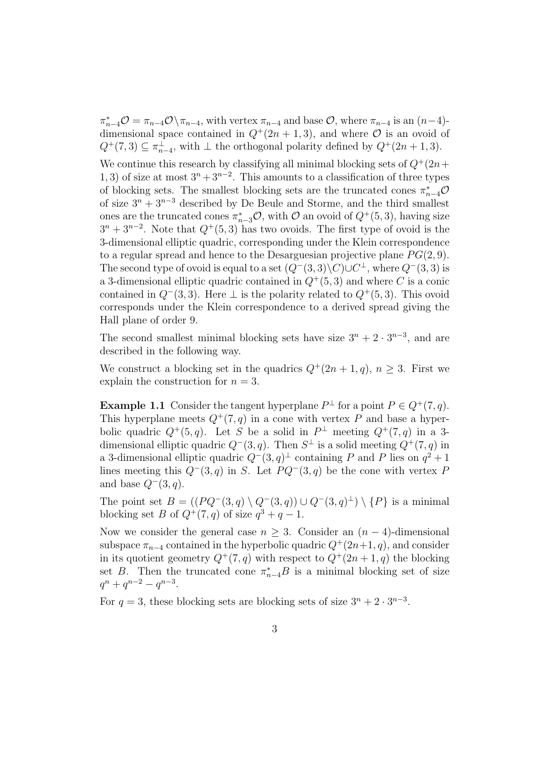$\pi^*_{n-4}\mathcal{O} = \pi_{n-4}\mathcal{O}\setminus\pi_{n-4}$, with vertex $\pi_{n-4}$ and base $\mathcal{O}$, where $\pi_{n-4}$ is an $(n-4)$-dimensional space contained in $Q^+(2n+1,3)$, and where $\mathcal{O}$ is an ovoid of $Q^+(7,3) \subseteq \pi^\perp_{n-4}$, with $\perp$ the orthogonal polarity defined by $Q^+(2n+1,3)$.

We continue this research by classifying all minimal blocking sets of $Q^+(2n+1,3)$ of size at most $3^n+3^{n-2}$. This amounts to a classification of three types of blocking sets. The smallest blocking sets are the truncated cones $\pi^*_{n-4}\mathcal{O}$ of size $3^n+3^{n-3}$ described by De Beule and Storme, and the third smallest ones are the truncated cones $\pi^*_{n-3}\mathcal{O}$, with $\mathcal{O}$ an ovoid of $Q^+(5,3)$, having size $3^n+3^{n-2}$. Note that $Q^+(5,3)$ has two ovoids. The first type of ovoid is the 3-dimensional elliptic quadric, corresponding under the Klein correspondence to a regular spread and hence to the Desarguesian projective plane $PG(2,9)$. The second type of ovoid is equal to a set $(Q^-(3,3)\setminus C)\cup C^\perp$, where $Q^-(3,3)$ is a 3-dimensional elliptic quadric contained in $Q^+(5,3)$ and where $C$ is a conic contained in $Q^-(3,3)$. Here $\perp$ is the polarity related to $Q^+(5,3)$. This ovoid corresponds under the Klein correspondence to a derived spread giving the Hall plane of order 9.

The second smallest minimal blocking sets have size $3^n+2\cdot 3^{n-3}$, and are described in the following way.

We construct a blocking set in the quadrics $Q^+(2n+1,q)$, $n\geq 3$. First we explain the construction for $n=3$.

**Example 1.1** Consider the tangent hyperplane $P^\perp$ for a point $P\in Q^+(7,q)$. This hyperplane meets $Q^+(7,q)$ in a cone with vertex $P$ and base a hyperbolic quadric $Q^+(5,q)$. Let $S$ be a solid in $P^\perp$ meeting $Q^+(7,q)$ in a 3-dimensional elliptic quadric $Q^-(3,q)$. Then $S^\perp$ is a solid meeting $Q^+(7,q)$ in a 3-dimensional elliptic quadric $Q^-(3,q)^\perp$ containing $P$ and $P$ lies on $q^2+1$ lines meeting this $Q^-(3,q)$ in $S$. Let $PQ^-(3,q)$ be the cone with vertex $P$ and base $Q^-(3,q)$.

The point set $B = ((PQ^-(3,q)\setminus Q^-(3,q))\cup Q^-(3,q)^\perp)\setminus\{P\}$ is a minimal blocking set $B$ of $Q^+(7,q)$ of size $q^3+q-1$.

Now we consider the general case $n\geq 3$. Consider an $(n-4)$-dimensional subspace $\pi_{n-4}$ contained in the hyperbolic quadric $Q^+(2n+1,q)$, and consider in its quotient geometry $Q^+(7,q)$ with respect to $Q^+(2n+1,q)$ the blocking set $B$. Then the truncated cone $\pi^*_{n-4}B$ is a minimal blocking set of size $q^n+q^{n-2}-q^{n-3}$.

For $q=3$, these blocking sets are blocking sets of size $3^n+2\cdot 3^{n-3}$.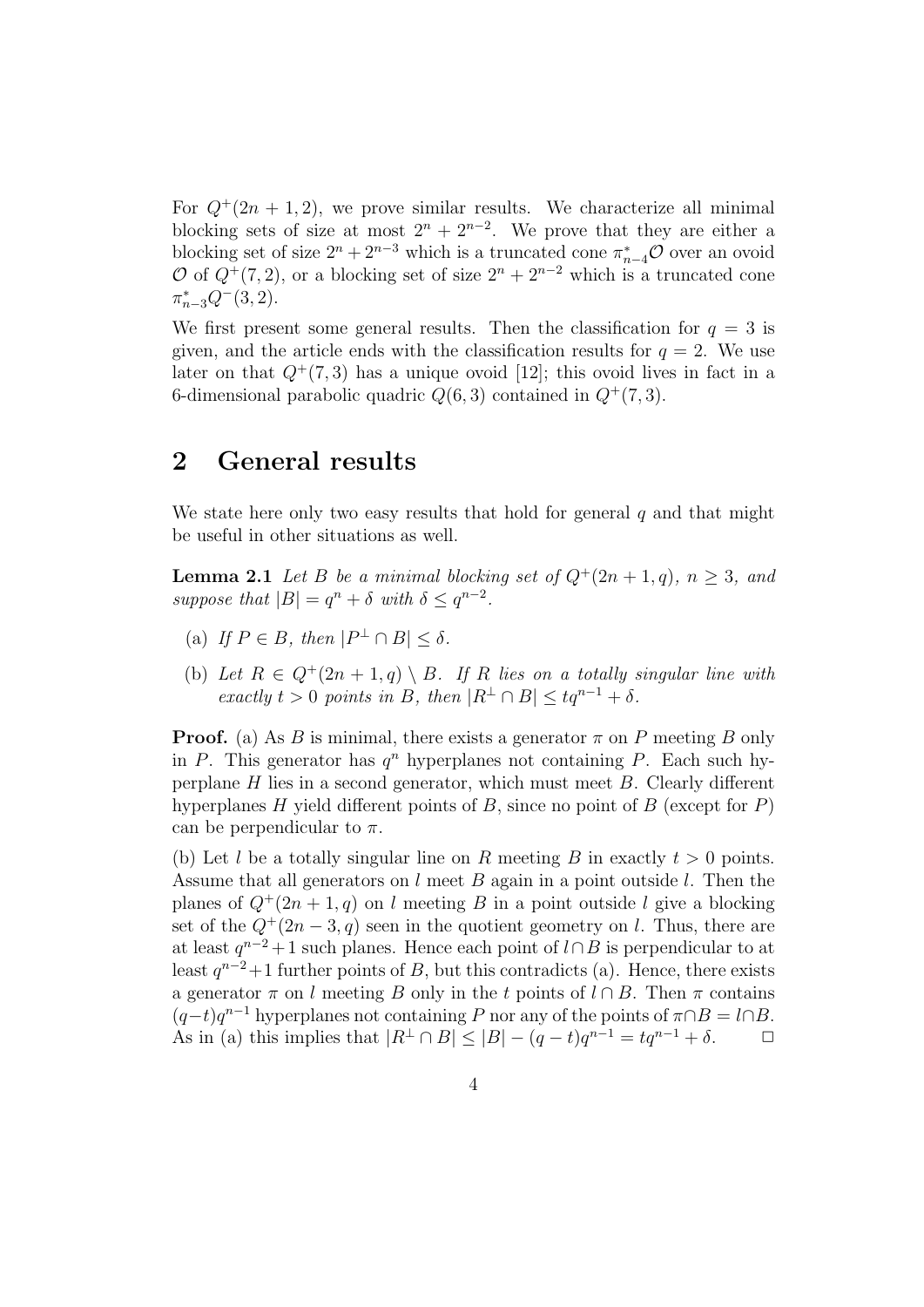For $Q^+(2n+1, 2)$, we prove similar results. We characterize all minimal blocking sets of size at most $2^n + 2^{n-2}$. We prove that they are either a blocking set of size $2^n + 2^{n-3}$ which is a truncated cone $\pi^*_{n-4}\mathcal{O}$ over an ovoid $\mathcal{O}$ of $Q^+(7, 2)$, or a blocking set of size $2^n + 2^{n-2}$ which is a truncated cone $\pi^*_{n-3}Q^-(3, 2)$.

We first present some general results. Then the classification for $q = 3$ is given, and the article ends with the classification results for $q = 2$. We use later on that $Q^+(7, 3)$ has a unique ovoid [12]; this ovoid lives in fact in a 6-dimensional parabolic quadric $Q(6, 3)$ contained in $Q^+(7, 3)$.

## 2 General results

We state here only two easy results that hold for general $q$ and that might be useful in other situations as well.

**Lemma 2.1** *Let $B$ be a minimal blocking set of $Q^+(2n+1, q)$, $n \geq 3$, and suppose that $|B| = q^n + \delta$ with $\delta \leq q^{n-2}$.*

- (a) *If $P \in B$, then $|P^\perp \cap B| \leq \delta$.*
- (b) *Let $R \in Q^+(2n+1, q) \setminus B$. If $R$ lies on a totally singular line with exactly $t > 0$ points in $B$, then $|R^\perp \cap B| \leq tq^{n-1} + \delta$.*

**Proof.** (a) As $B$ is minimal, there exists a generator $\pi$ on $P$ meeting $B$ only in $P$. This generator has $q^n$ hyperplanes not containing $P$. Each such hyperplane $H$ lies in a second generator, which must meet $B$. Clearly different hyperplanes $H$ yield different points of $B$, since no point of $B$ (except for $P$) can be perpendicular to $\pi$.

(b) Let $l$ be a totally singular line on $R$ meeting $B$ in exactly $t > 0$ points. Assume that all generators on $l$ meet $B$ again in a point outside $l$. Then the planes of $Q^+(2n+1, q)$ on $l$ meeting $B$ in a point outside $l$ give a blocking set of the $Q^+(2n-3, q)$ seen in the quotient geometry on $l$. Thus, there are at least $q^{n-2}+1$ such planes. Hence each point of $l \cap B$ is perpendicular to at least $q^{n-2}+1$ further points of $B$, but this contradicts (a). Hence, there exists a generator $\pi$ on $l$ meeting $B$ only in the $t$ points of $l \cap B$. Then $\pi$ contains $(q-t)q^{n-1}$ hyperplanes not containing $P$ nor any of the points of $\pi \cap B = l \cap B$. As in (a) this implies that $|R^\perp \cap B| \leq |B| - (q-t)q^{n-1} = tq^{n-1} + \delta$. $\square$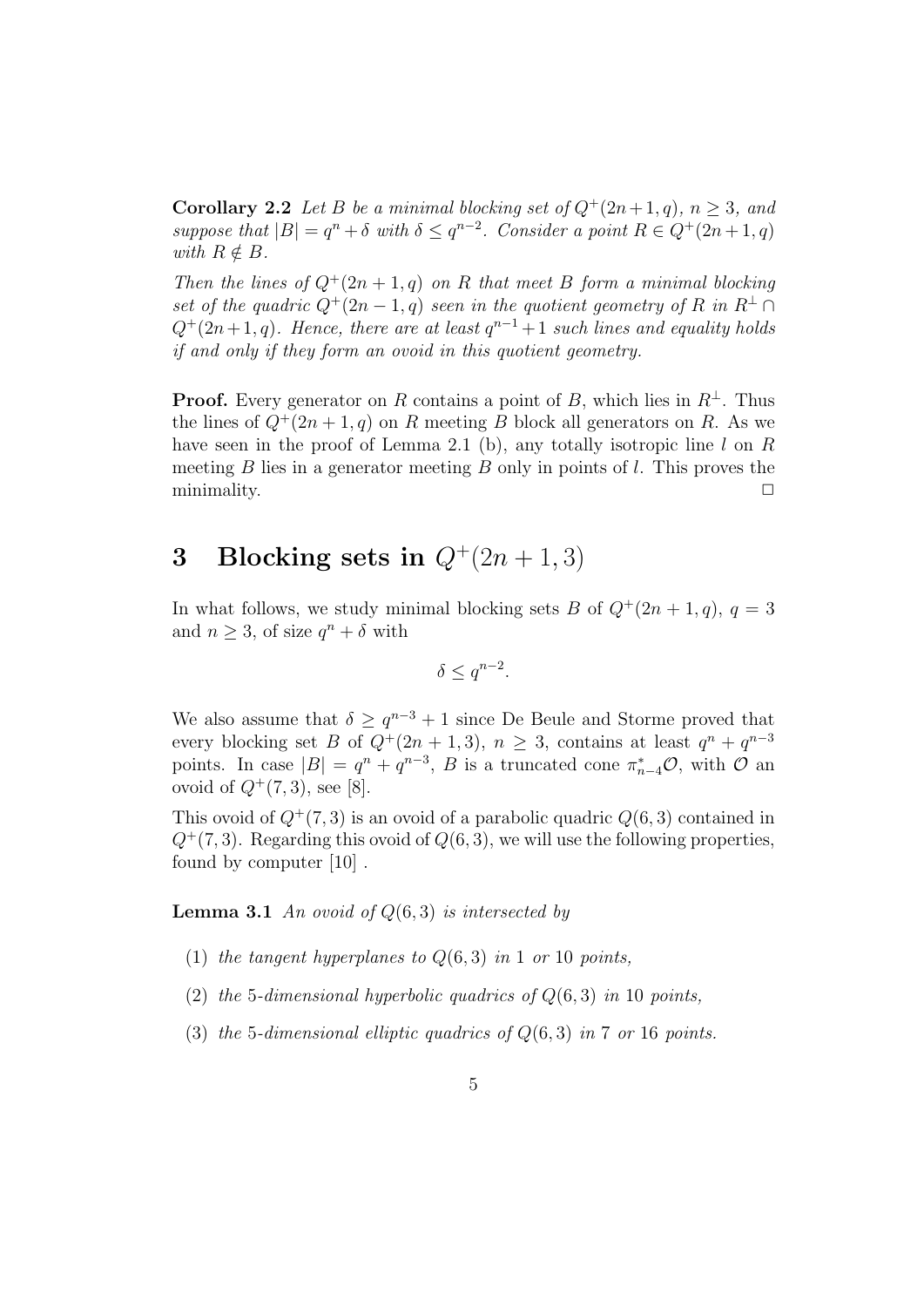**Corollary 2.2** *Let $B$ be a minimal blocking set of $Q^+(2n+1,q)$, $n \geq 3$, and suppose that $|B| = q^n + \delta$ with $\delta \leq q^{n-2}$. Consider a point $R \in Q^+(2n+1,q)$ with $R \notin B$.*

*Then the lines of $Q^+(2n+1,q)$ on $R$ that meet $B$ form a minimal blocking set of the quadric $Q^+(2n-1,q)$ seen in the quotient geometry of $R$ in $R^\perp \cap Q^+(2n+1,q)$. Hence, there are at least $q^{n-1}+1$ such lines and equality holds if and only if they form an ovoid in this quotient geometry.*

**Proof.** Every generator on $R$ contains a point of $B$, which lies in $R^\perp$. Thus the lines of $Q^+(2n+1,q)$ on $R$ meeting $B$ block all generators on $R$. As we have seen in the proof of Lemma 2.1 (b), any totally isotropic line $l$ on $R$ meeting $B$ lies in a generator meeting $B$ only in points of $l$. This proves the minimality. $\square$

# 3 Blocking sets in $Q^+(2n+1,3)$

In what follows, we study minimal blocking sets $B$ of $Q^+(2n+1,q)$, $q=3$ and $n \geq 3$, of size $q^n + \delta$ with

$$\delta \leq q^{n-2}.$$

We also assume that $\delta \geq q^{n-3}+1$ since De Beule and Storme proved that every blocking set $B$ of $Q^+(2n+1,3)$, $n \geq 3$, contains at least $q^n + q^{n-3}$ points. In case $|B| = q^n + q^{n-3}$, $B$ is a truncated cone $\pi^*_{n-4}\mathcal{O}$, with $\mathcal{O}$ an ovoid of $Q^+(7,3)$, see [8].

This ovoid of $Q^+(7,3)$ is an ovoid of a parabolic quadric $Q(6,3)$ contained in $Q^+(7,3)$. Regarding this ovoid of $Q(6,3)$, we will use the following properties, found by computer [10] .

**Lemma 3.1** *An ovoid of $Q(6,3)$ is intersected by*

1. *the tangent hyperplanes to $Q(6,3)$ in 1 or 10 points,*
2. *the 5-dimensional hyperbolic quadrics of $Q(6,3)$ in 10 points,*
3. *the 5-dimensional elliptic quadrics of $Q(6,3)$ in 7 or 16 points.*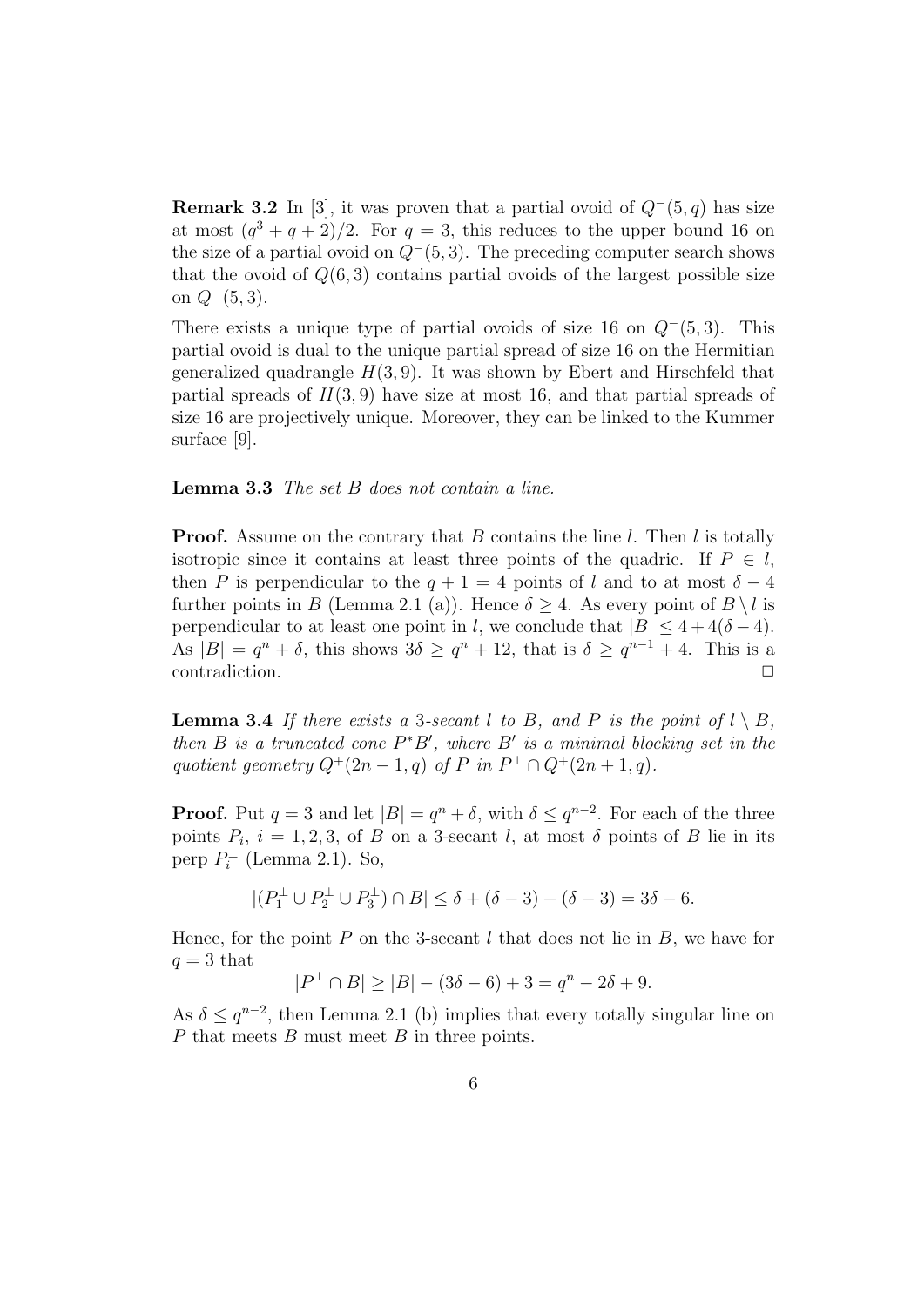**Remark 3.2** In [3], it was proven that a partial ovoid of $Q^-(5,q)$ has size at most $(q^3+q+2)/2$. For $q=3$, this reduces to the upper bound 16 on the size of a partial ovoid on $Q^-(5,3)$. The preceding computer search shows that the ovoid of $Q(6,3)$ contains partial ovoids of the largest possible size on $Q^-(5,3)$.

There exists a unique type of partial ovoids of size 16 on $Q^-(5,3)$. This partial ovoid is dual to the unique partial spread of size 16 on the Hermitian generalized quadrangle $H(3,9)$. It was shown by Ebert and Hirschfeld that partial spreads of $H(3,9)$ have size at most 16, and that partial spreads of size 16 are projectively unique. Moreover, they can be linked to the Kummer surface [9].

**Lemma 3.3** *The set $B$ does not contain a line.*

**Proof.** Assume on the contrary that $B$ contains the line $l$. Then $l$ is totally isotropic since it contains at least three points of the quadric. If $P \in l$, then $P$ is perpendicular to the $q+1=4$ points of $l$ and to at most $\delta-4$ further points in $B$ (Lemma 2.1 (a)). Hence $\delta \geq 4$. As every point of $B \setminus l$ is perpendicular to at least one point in $l$, we conclude that $|B| \leq 4+4(\delta-4)$. As $|B| = q^n+\delta$, this shows $3\delta \geq q^n+12$, that is $\delta \geq q^{n-1}+4$. This is a contradiction. $\square$

**Lemma 3.4** *If there exists a 3-secant $l$ to $B$, and $P$ is the point of $l \setminus B$, then $B$ is a truncated cone $P^*B'$, where $B'$ is a minimal blocking set in the quotient geometry $Q^+(2n-1,q)$ of $P$ in $P^\perp \cap Q^+(2n+1,q)$.*

**Proof.** Put $q=3$ and let $|B| = q^n+\delta$, with $\delta \leq q^{n-2}$. For each of the three points $P_i$, $i=1,2,3$, of $B$ on a 3-secant $l$, at most $\delta$ points of $B$ lie in its perp $P_i^\perp$ (Lemma 2.1). So,

$$|(P_1^\perp \cup P_2^\perp \cup P_3^\perp) \cap B| \leq \delta + (\delta-3) + (\delta-3) = 3\delta - 6.$$

Hence, for the point $P$ on the 3-secant $l$ that does not lie in $B$, we have for $q=3$ that

$$|P^\perp \cap B| \geq |B| - (3\delta-6) + 3 = q^n - 2\delta + 9.$$

As $\delta \leq q^{n-2}$, then Lemma 2.1 (b) implies that every totally singular line on $P$ that meets $B$ must meet $B$ in three points.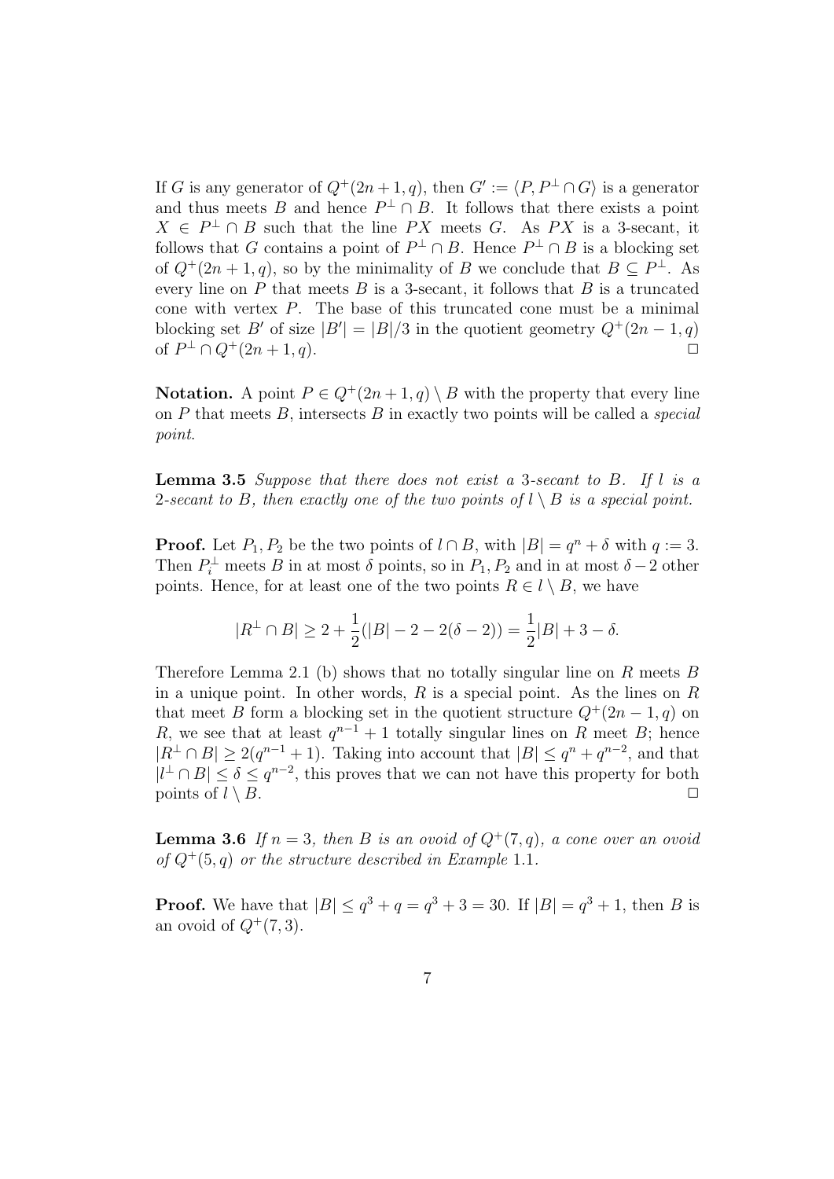If $G$ is any generator of $Q^+(2n+1,q)$, then $G' := \langle P, P^\perp \cap G\rangle$ is a generator and thus meets $B$ and hence $P^\perp \cap B$. It follows that there exists a point $X \in P^\perp \cap B$ such that the line $PX$ meets $G$. As $PX$ is a 3-secant, it follows that $G$ contains a point of $P^\perp \cap B$. Hence $P^\perp \cap B$ is a blocking set of $Q^+(2n+1,q)$, so by the minimality of $B$ we conclude that $B \subseteq P^\perp$. As every line on $P$ that meets $B$ is a 3-secant, it follows that $B$ is a truncated cone with vertex $P$. The base of this truncated cone must be a minimal blocking set $B'$ of size $|B'| = |B|/3$ in the quotient geometry $Q^+(2n-1,q)$ of $P^\perp \cap Q^+(2n+1,q)$. $\square$

**Notation.** A point $P \in Q^+(2n+1,q) \setminus B$ with the property that every line on $P$ that meets $B$, intersects $B$ in exactly two points will be called a *special point*.

**Lemma 3.5** *Suppose that there does not exist a 3-secant to $B$. If $l$ is a 2-secant to $B$, then exactly one of the two points of $l \setminus B$ is a special point.*

**Proof.** Let $P_1, P_2$ be the two points of $l \cap B$, with $|B| = q^n + \delta$ with $q := 3$. Then $P_i^\perp$ meets $B$ in at most $\delta$ points, so in $P_1, P_2$ and in at most $\delta - 2$ other points. Hence, for at least one of the two points $R \in l \setminus B$, we have

$$|R^\perp \cap B| \geq 2 + \frac{1}{2}(|B| - 2 - 2(\delta - 2)) = \frac{1}{2}|B| + 3 - \delta.$$

Therefore Lemma 2.1 (b) shows that no totally singular line on $R$ meets $B$ in a unique point. In other words, $R$ is a special point. As the lines on $R$ that meet $B$ form a blocking set in the quotient structure $Q^+(2n-1,q)$ on $R$, we see that at least $q^{n-1}+1$ totally singular lines on $R$ meet $B$; hence $|R^\perp \cap B| \geq 2(q^{n-1}+1)$. Taking into account that $|B| \leq q^n + q^{n-2}$, and that $|l^\perp \cap B| \leq \delta \leq q^{n-2}$, this proves that we can not have this property for both points of $l \setminus B$. $\square$

**Lemma 3.6** *If $n = 3$, then $B$ is an ovoid of $Q^+(7,q)$, a cone over an ovoid of $Q^+(5,q)$ or the structure described in Example 1.1.*

**Proof.** We have that $|B| \leq q^3 + q = q^3 + 3 = 30$. If $|B| = q^3 + 1$, then $B$ is an ovoid of $Q^+(7,3)$.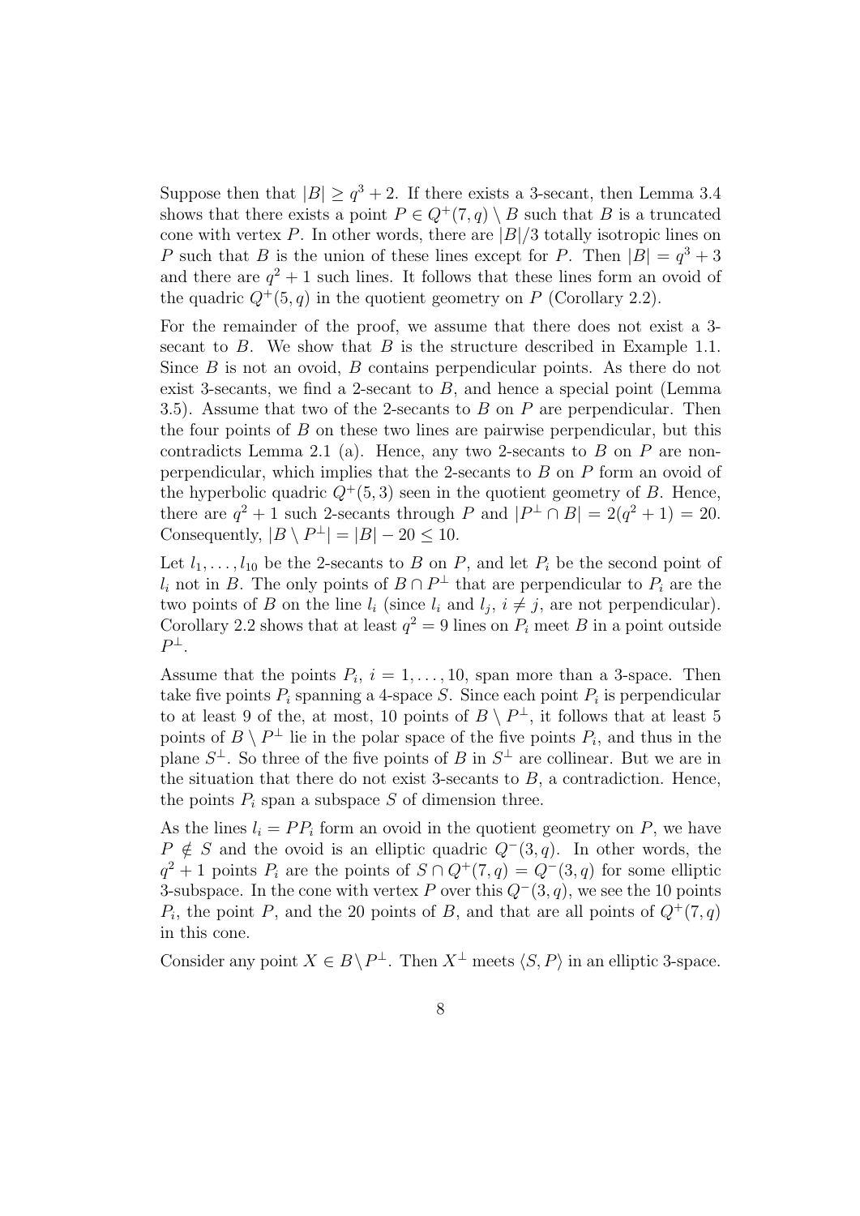Suppose then that $|B| \geq q^3 + 2$. If there exists a 3-secant, then Lemma 3.4 shows that there exists a point $P \in Q^+(7, q) \setminus B$ such that $B$ is a truncated cone with vertex $P$. In other words, there are $|B|/3$ totally isotropic lines on $P$ such that $B$ is the union of these lines except for $P$. Then $|B| = q^3 + 3$ and there are $q^2 + 1$ such lines. It follows that these lines form an ovoid of the quadric $Q^+(5, q)$ in the quotient geometry on $P$ (Corollary 2.2).

For the remainder of the proof, we assume that there does not exist a 3-secant to $B$. We show that $B$ is the structure described in Example 1.1. Since $B$ is not an ovoid, $B$ contains perpendicular points. As there do not exist 3-secants, we find a 2-secant to $B$, and hence a special point (Lemma 3.5). Assume that two of the 2-secants to $B$ on $P$ are perpendicular. Then the four points of $B$ on these two lines are pairwise perpendicular, but this contradicts Lemma 2.1 (a). Hence, any two 2-secants to $B$ on $P$ are non-perpendicular, which implies that the 2-secants to $B$ on $P$ form an ovoid of the hyperbolic quadric $Q^+(5, 3)$ seen in the quotient geometry of $B$. Hence, there are $q^2 + 1$ such 2-secants through $P$ and $|P^\perp \cap B| = 2(q^2 + 1) = 20$. Consequently, $|B \setminus P^\perp| = |B| - 20 \leq 10$.

Let $l_1, \ldots, l_{10}$ be the 2-secants to $B$ on $P$, and let $P_i$ be the second point of $l_i$ not in $B$. The only points of $B \cap P^\perp$ that are perpendicular to $P_i$ are the two points of $B$ on the line $l_i$ (since $l_i$ and $l_j$, $i \neq j$, are not perpendicular). Corollary 2.2 shows that at least $q^2 = 9$ lines on $P_i$ meet $B$ in a point outside $P^\perp$.

Assume that the points $P_i$, $i = 1, \ldots, 10$, span more than a 3-space. Then take five points $P_i$ spanning a 4-space $S$. Since each point $P_i$ is perpendicular to at least 9 of the, at most, 10 points of $B \setminus P^\perp$, it follows that at least 5 points of $B \setminus P^\perp$ lie in the polar space of the five points $P_i$, and thus in the plane $S^\perp$. So three of the five points of $B$ in $S^\perp$ are collinear. But we are in the situation that there do not exist 3-secants to $B$, a contradiction. Hence, the points $P_i$ span a subspace $S$ of dimension three.

As the lines $l_i = PP_i$ form an ovoid in the quotient geometry on $P$, we have $P \notin S$ and the ovoid is an elliptic quadric $Q^-(3, q)$. In other words, the $q^2 + 1$ points $P_i$ are the points of $S \cap Q^+(7, q) = Q^-(3, q)$ for some elliptic 3-subspace. In the cone with vertex $P$ over this $Q^-(3, q)$, we see the 10 points $P_i$, the point $P$, and the 20 points of $B$, and that are all points of $Q^+(7, q)$ in this cone.

Consider any point $X \in B \setminus P^\perp$. Then $X^\perp$ meets $\langle S, P \rangle$ in an elliptic 3-space.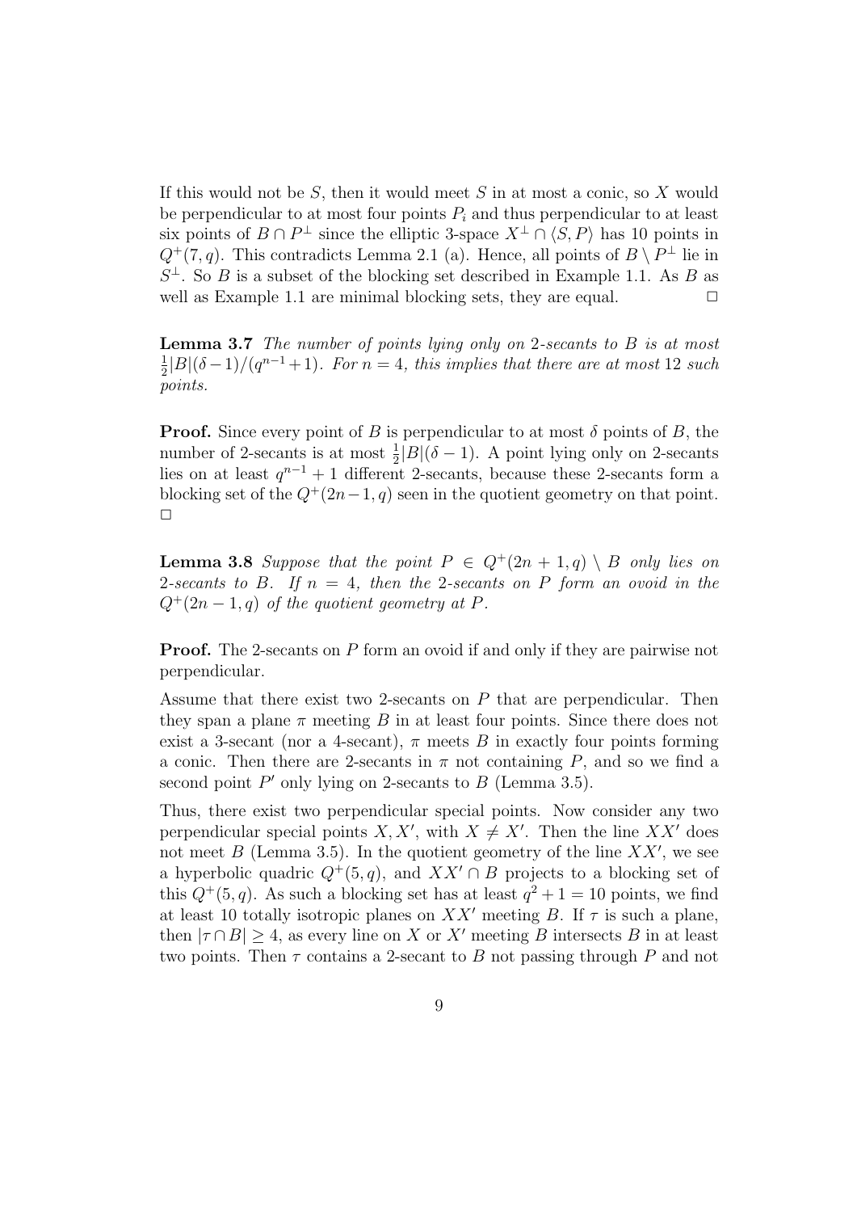If this would not be $S$, then it would meet $S$ in at most a conic, so $X$ would be perpendicular to at most four points $P_i$ and thus perpendicular to at least six points of $B \cap P^{\perp}$ since the elliptic 3-space $X^{\perp} \cap \langle S, P \rangle$ has 10 points in $Q^{+}(7, q)$. This contradicts Lemma 2.1 (a). Hence, all points of $B \setminus P^{\perp}$ lie in $S^{\perp}$. So $B$ is a subset of the blocking set described in Example 1.1. As $B$ as well as Example 1.1 are minimal blocking sets, they are equal. $\square$

**Lemma 3.7** *The number of points lying only on 2-secants to $B$ is at most $\frac{1}{2}|B|(\delta - 1)/(q^{n-1} + 1)$. For $n = 4$, this implies that there are at most 12 such points.*

**Proof.** Since every point of $B$ is perpendicular to at most $\delta$ points of $B$, the number of 2-secants is at most $\frac{1}{2}|B|(\delta - 1)$. A point lying only on 2-secants lies on at least $q^{n-1} + 1$ different 2-secants, because these 2-secants form a blocking set of the $Q^{+}(2n - 1, q)$ seen in the quotient geometry on that point. $\square$

**Lemma 3.8** *Suppose that the point $P \in Q^{+}(2n + 1, q) \setminus B$ only lies on 2-secants to $B$. If $n = 4$, then the 2-secants on $P$ form an ovoid in the $Q^{+}(2n - 1, q)$ of the quotient geometry at $P$.*

**Proof.** The 2-secants on $P$ form an ovoid if and only if they are pairwise not perpendicular.

Assume that there exist two 2-secants on $P$ that are perpendicular. Then they span a plane $\pi$ meeting $B$ in at least four points. Since there does not exist a 3-secant (nor a 4-secant), $\pi$ meets $B$ in exactly four points forming a conic. Then there are 2-secants in $\pi$ not containing $P$, and so we find a second point $P'$ only lying on 2-secants to $B$ (Lemma 3.5).

Thus, there exist two perpendicular special points. Now consider any two perpendicular special points $X, X'$, with $X \neq X'$. Then the line $XX'$ does not meet $B$ (Lemma 3.5). In the quotient geometry of the line $XX'$, we see a hyperbolic quadric $Q^{+}(5, q)$, and $XX' \cap B$ projects to a blocking set of this $Q^{+}(5, q)$. As such a blocking set has at least $q^2 + 1 = 10$ points, we find at least 10 totally isotropic planes on $XX'$ meeting $B$. If $\tau$ is such a plane, then $|\tau \cap B| \geq 4$, as every line on $X$ or $X'$ meeting $B$ intersects $B$ in at least two points. Then $\tau$ contains a 2-secant to $B$ not passing through $P$ and not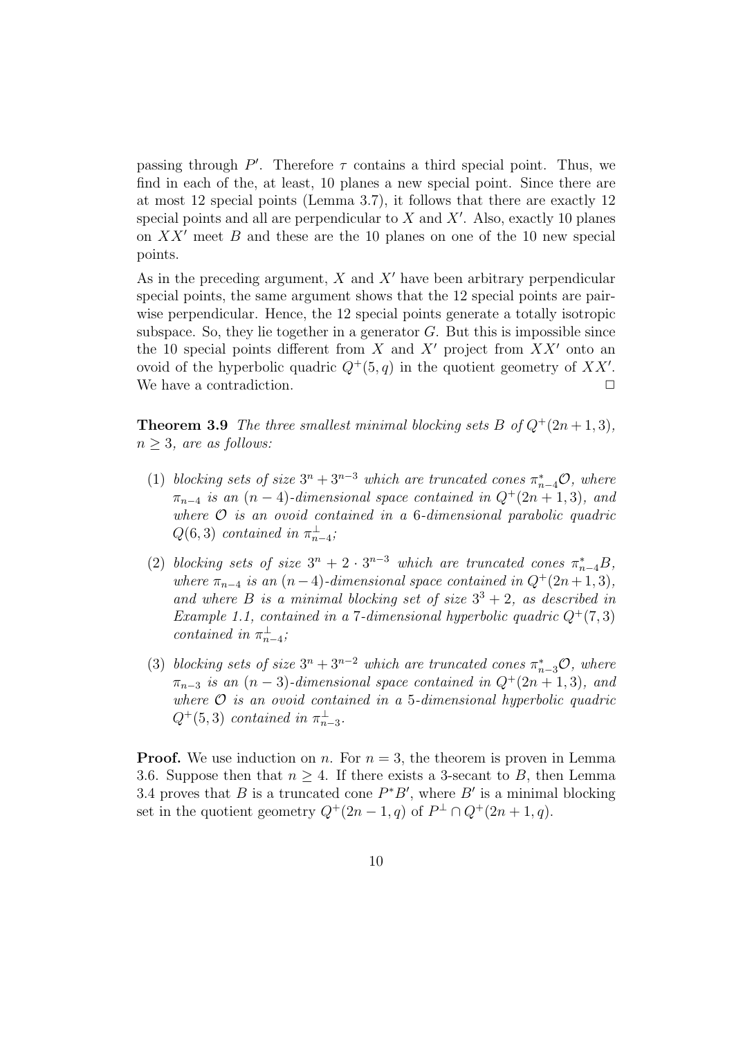passing through $P'$. Therefore $\tau$ contains a third special point. Thus, we find in each of the, at least, 10 planes a new special point. Since there are at most 12 special points (Lemma 3.7), it follows that there are exactly 12 special points and all are perpendicular to $X$ and $X'$. Also, exactly 10 planes on $XX'$ meet $B$ and these are the 10 planes on one of the 10 new special points.

As in the preceding argument, $X$ and $X'$ have been arbitrary perpendicular special points, the same argument shows that the 12 special points are pairwise perpendicular. Hence, the 12 special points generate a totally isotropic subspace. So, they lie together in a generator $G$. But this is impossible since the 10 special points different from $X$ and $X'$ project from $XX'$ onto an ovoid of the hyperbolic quadric $Q^+(5, q)$ in the quotient geometry of $XX'$. We have a contradiction. $\square$

**Theorem 3.9** *The three smallest minimal blocking sets $B$ of $Q^+(2n+1, 3)$, $n \geq 3$, are as follows:*

1. *blocking sets of size $3^n + 3^{n-3}$ which are truncated cones $\pi^*_{n-4}\mathcal{O}$, where $\pi_{n-4}$ is an $(n-4)$-dimensional space contained in $Q^+(2n+1, 3)$, and where $\mathcal{O}$ is an ovoid contained in a 6-dimensional parabolic quadric $Q(6, 3)$ contained in $\pi^\perp_{n-4}$;*
2. *blocking sets of size $3^n + 2 \cdot 3^{n-3}$ which are truncated cones $\pi^*_{n-4}B$, where $\pi_{n-4}$ is an $(n-4)$-dimensional space contained in $Q^+(2n+1, 3)$, and where $B$ is a minimal blocking set of size $3^3 + 2$, as described in Example 1.1, contained in a 7-dimensional hyperbolic quadric $Q^+(7, 3)$ contained in $\pi^\perp_{n-4}$;*
3. *blocking sets of size $3^n + 3^{n-2}$ which are truncated cones $\pi^*_{n-3}\mathcal{O}$, where $\pi_{n-3}$ is an $(n-3)$-dimensional space contained in $Q^+(2n+1, 3)$, and where $\mathcal{O}$ is an ovoid contained in a 5-dimensional hyperbolic quadric $Q^+(5, 3)$ contained in $\pi^\perp_{n-3}$.*

**Proof.** We use induction on $n$. For $n = 3$, the theorem is proven in Lemma 3.6. Suppose then that $n \geq 4$. If there exists a 3-secant to $B$, then Lemma 3.4 proves that $B$ is a truncated cone $P^*B'$, where $B'$ is a minimal blocking set in the quotient geometry $Q^+(2n-1, q)$ of $P^\perp \cap Q^+(2n+1, q)$.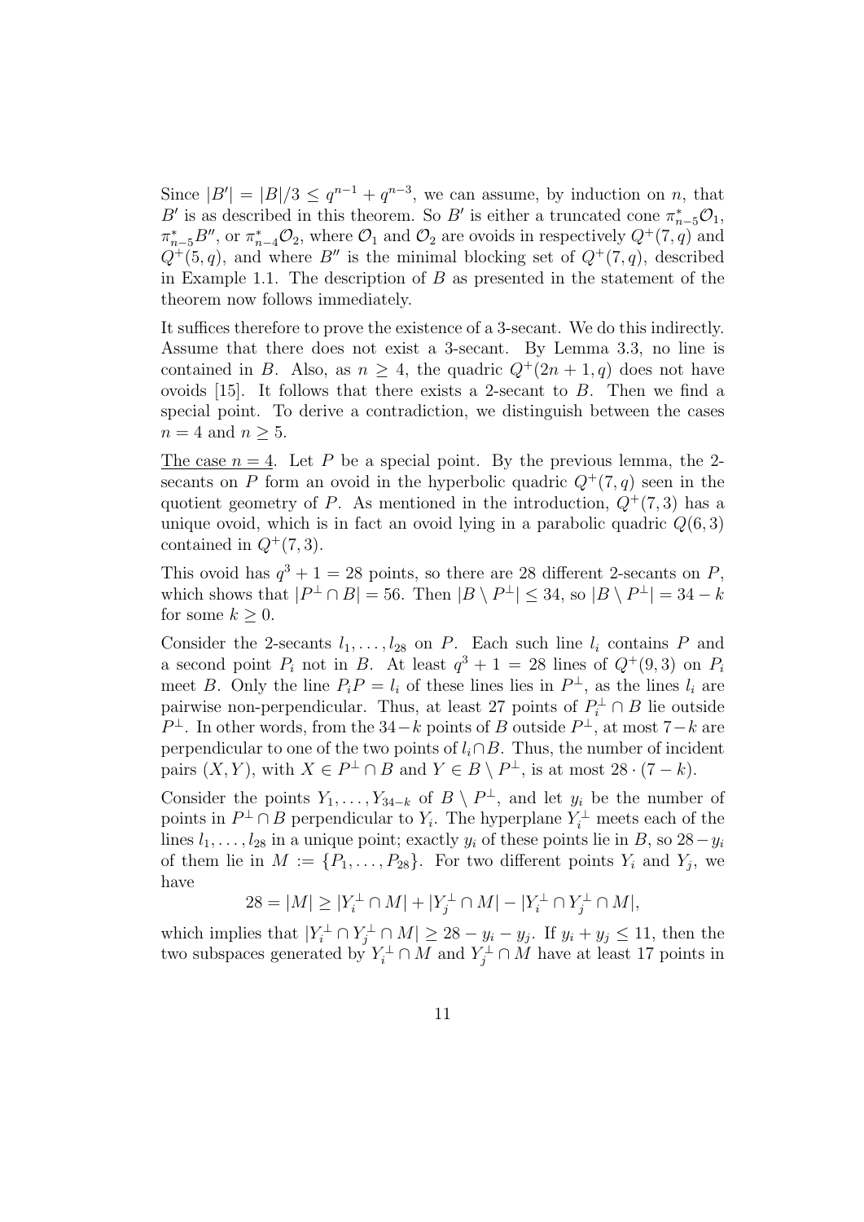Since $|B'| = |B|/3 \leq q^{n-1} + q^{n-3}$, we can assume, by induction on $n$, that $B'$ is as described in this theorem. So $B'$ is either a truncated cone $\pi^*_{n-5}\mathcal{O}_1$, $\pi^*_{n-5}B''$, or $\pi^*_{n-4}\mathcal{O}_2$, where $\mathcal{O}_1$ and $\mathcal{O}_2$ are ovoids in respectively $Q^+(7,q)$ and $Q^+(5,q)$, and where $B''$ is the minimal blocking set of $Q^+(7,q)$, described in Example 1.1. The description of $B$ as presented in the statement of the theorem now follows immediately.

It suffices therefore to prove the existence of a 3-secant. We do this indirectly. Assume that there does not exist a 3-secant. By Lemma 3.3, no line is contained in $B$. Also, as $n \geq 4$, the quadric $Q^+(2n+1,q)$ does not have ovoids [15]. It follows that there exists a 2-secant to $B$. Then we find a special point. To derive a contradiction, we distinguish between the cases $n = 4$ and $n \geq 5$.

<u>The case $n = 4$</u>. Let $P$ be a special point. By the previous lemma, the 2-secants on $P$ form an ovoid in the hyperbolic quadric $Q^+(7,q)$ seen in the quotient geometry of $P$. As mentioned in the introduction, $Q^+(7,3)$ has a unique ovoid, which is in fact an ovoid lying in a parabolic quadric $Q(6,3)$ contained in $Q^+(7,3)$.

This ovoid has $q^3 + 1 = 28$ points, so there are 28 different 2-secants on $P$, which shows that $|P^\perp \cap B| = 56$. Then $|B \setminus P^\perp| \leq 34$, so $|B \setminus P^\perp| = 34 - k$ for some $k \geq 0$.

Consider the 2-secants $l_1, \ldots, l_{28}$ on $P$. Each such line $l_i$ contains $P$ and a second point $P_i$ not in $B$. At least $q^3 + 1 = 28$ lines of $Q^+(9,3)$ on $P_i$ meet $B$. Only the line $P_iP = l_i$ of these lines lies in $P^\perp$, as the lines $l_i$ are pairwise non-perpendicular. Thus, at least 27 points of $P_i^\perp \cap B$ lie outside $P^\perp$. In other words, from the $34-k$ points of $B$ outside $P^\perp$, at most $7-k$ are perpendicular to one of the two points of $l_i \cap B$. Thus, the number of incident pairs $(X,Y)$, with $X \in P^\perp \cap B$ and $Y \in B \setminus P^\perp$, is at most $28 \cdot (7-k)$.

Consider the points $Y_1, \ldots, Y_{34-k}$ of $B \setminus P^\perp$, and let $y_i$ be the number of points in $P^\perp \cap B$ perpendicular to $Y_i$. The hyperplane $Y_i^\perp$ meets each of the lines $l_1, \ldots, l_{28}$ in a unique point; exactly $y_i$ of these points lie in $B$, so $28 - y_i$ of them lie in $M := \{P_1, \ldots, P_{28}\}$. For two different points $Y_i$ and $Y_j$, we have

$$28 = |M| \geq |Y_i^\perp \cap M| + |Y_j^\perp \cap M| - |Y_i^\perp \cap Y_j^\perp \cap M|,$$

which implies that $|Y_i^\perp \cap Y_j^\perp \cap M| \geq 28 - y_i - y_j$. If $y_i + y_j \leq 11$, then the two subspaces generated by $Y_i^\perp \cap M$ and $Y_j^\perp \cap M$ have at least 17 points in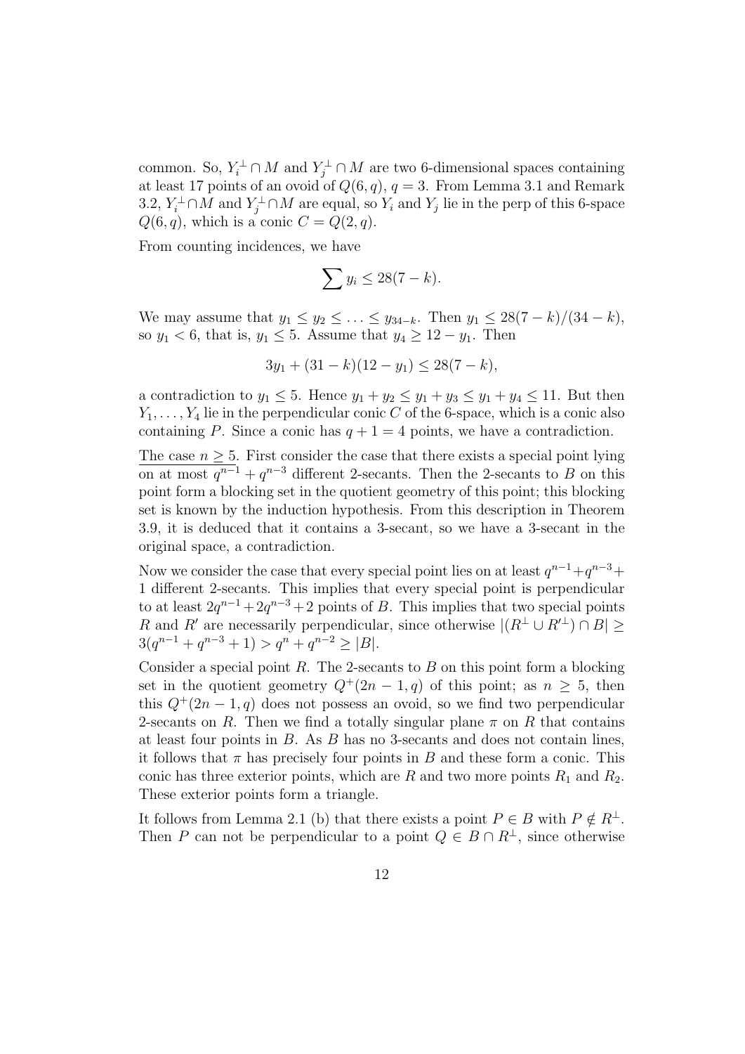common. So, $Y_i^\perp \cap M$ and $Y_j^\perp \cap M$ are two 6-dimensional spaces containing at least 17 points of an ovoid of $Q(6,q)$, $q=3$. From Lemma 3.1 and Remark 3.2, $Y_i^\perp \cap M$ and $Y_j^\perp \cap M$ are equal, so $Y_i$ and $Y_j$ lie in the perp of this 6-space $Q(6,q)$, which is a conic $C = Q(2,q)$.

From counting incidences, we have

$$\sum y_i \leq 28(7-k).$$

We may assume that $y_1 \leq y_2 \leq \ldots \leq y_{34-k}$. Then $y_1 \leq 28(7-k)/(34-k)$, so $y_1 < 6$, that is, $y_1 \leq 5$. Assume that $y_4 \geq 12 - y_1$. Then

$$3y_1 + (31-k)(12-y_1) \leq 28(7-k),$$

a contradiction to $y_1 \leq 5$. Hence $y_1 + y_2 \leq y_1 + y_3 \leq y_1 + y_4 \leq 11$. But then $Y_1, \ldots, Y_4$ lie in the perpendicular conic $C$ of the 6-space, which is a conic also containing $P$. Since a conic has $q+1=4$ points, we have a contradiction.

<u>The case $n \geq 5$.</u> First consider the case that there exists a special point lying on at most $q^{n-1} + q^{n-3}$ different 2-secants. Then the 2-secants to $B$ on this point form a blocking set in the quotient geometry of this point; this blocking set is known by the induction hypothesis. From this description in Theorem 3.9, it is deduced that it contains a 3-secant, so we have a 3-secant in the original space, a contradiction.

Now we consider the case that every special point lies on at least $q^{n-1} + q^{n-3} + 1$ different 2-secants. This implies that every special point is perpendicular to at least $2q^{n-1} + 2q^{n-3} + 2$ points of $B$. This implies that two special points $R$ and $R'$ are necessarily perpendicular, since otherwise $|(R^\perp \cup R'^\perp) \cap B| \geq 3(q^{n-1} + q^{n-3} + 1) > q^n + q^{n-2} \geq |B|$.

Consider a special point $R$. The 2-secants to $B$ on this point form a blocking set in the quotient geometry $Q^+(2n-1,q)$ of this point; as $n \geq 5$, then this $Q^+(2n-1,q)$ does not possess an ovoid, so we find two perpendicular 2-secants on $R$. Then we find a totally singular plane $\pi$ on $R$ that contains at least four points in $B$. As $B$ has no 3-secants and does not contain lines, it follows that $\pi$ has precisely four points in $B$ and these form a conic. This conic has three exterior points, which are $R$ and two more points $R_1$ and $R_2$. These exterior points form a triangle.

It follows from Lemma 2.1 (b) that there exists a point $P \in B$ with $P \notin R^\perp$. Then $P$ can not be perpendicular to a point $Q \in B \cap R^\perp$, since otherwise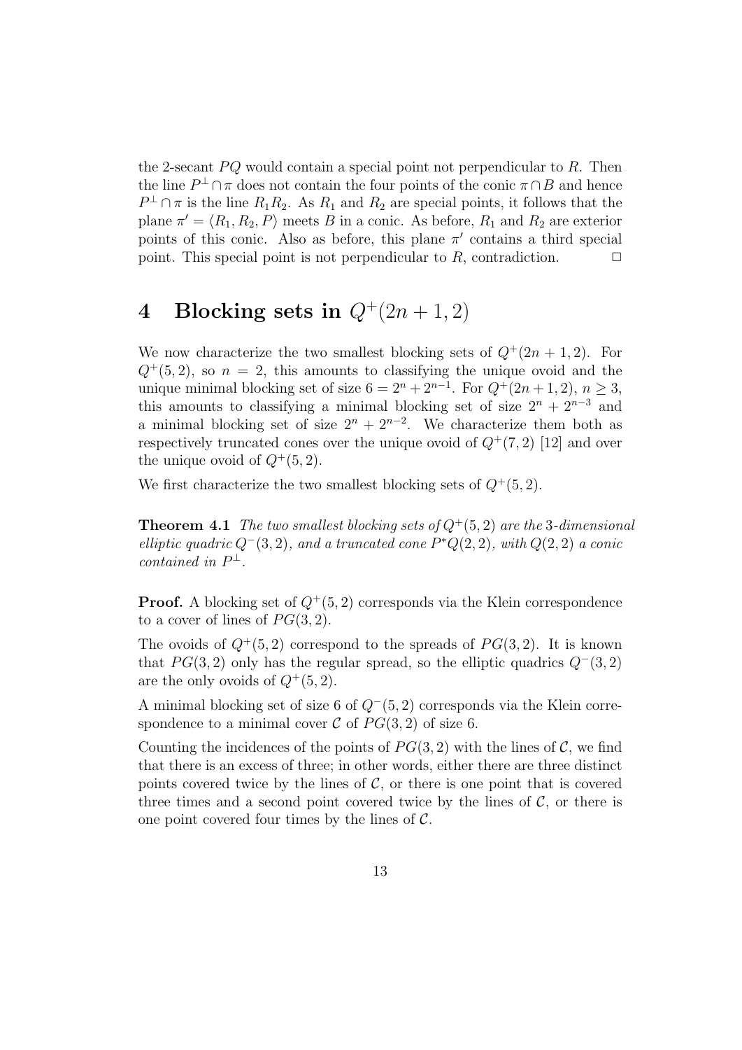the 2-secant $PQ$ would contain a special point not perpendicular to $R$. Then the line $P^\perp \cap \pi$ does not contain the four points of the conic $\pi \cap B$ and hence $P^\perp \cap \pi$ is the line $R_1R_2$. As $R_1$ and $R_2$ are special points, it follows that the plane $\pi' = \langle R_1, R_2, P \rangle$ meets $B$ in a conic. As before, $R_1$ and $R_2$ are exterior points of this conic. Also as before, this plane $\pi'$ contains a third special point. This special point is not perpendicular to $R$, contradiction. $\Box$

# 4 Blocking sets in $Q^+(2n+1, 2)$

We now characterize the two smallest blocking sets of $Q^+(2n+1, 2)$. For $Q^+(5, 2)$, so $n = 2$, this amounts to classifying the unique ovoid and the unique minimal blocking set of size $6 = 2^n + 2^{n-1}$. For $Q^+(2n+1, 2)$, $n \geq 3$, this amounts to classifying a minimal blocking set of size $2^n + 2^{n-3}$ and a minimal blocking set of size $2^n + 2^{n-2}$. We characterize them both as respectively truncated cones over the unique ovoid of $Q^+(7, 2)$ [12] and over the unique ovoid of $Q^+(5, 2)$.

We first characterize the two smallest blocking sets of $Q^+(5, 2)$.

**Theorem 4.1** *The two smallest blocking sets of $Q^+(5, 2)$ are the 3-dimensional elliptic quadric $Q^-(3, 2)$, and a truncated cone $P^*Q(2, 2)$, with $Q(2, 2)$ a conic contained in $P^\perp$.*

**Proof.** A blocking set of $Q^+(5, 2)$ corresponds via the Klein correspondence to a cover of lines of $PG(3, 2)$.

The ovoids of $Q^+(5, 2)$ correspond to the spreads of $PG(3, 2)$. It is known that $PG(3, 2)$ only has the regular spread, so the elliptic quadrics $Q^-(3, 2)$ are the only ovoids of $Q^+(5, 2)$.

A minimal blocking set of size 6 of $Q^-(5, 2)$ corresponds via the Klein correspondence to a minimal cover $\mathcal{C}$ of $PG(3, 2)$ of size 6.

Counting the incidences of the points of $PG(3, 2)$ with the lines of $\mathcal{C}$, we find that there is an excess of three; in other words, either there are three distinct points covered twice by the lines of $\mathcal{C}$, or there is one point that is covered three times and a second point covered twice by the lines of $\mathcal{C}$, or there is one point covered four times by the lines of $\mathcal{C}$.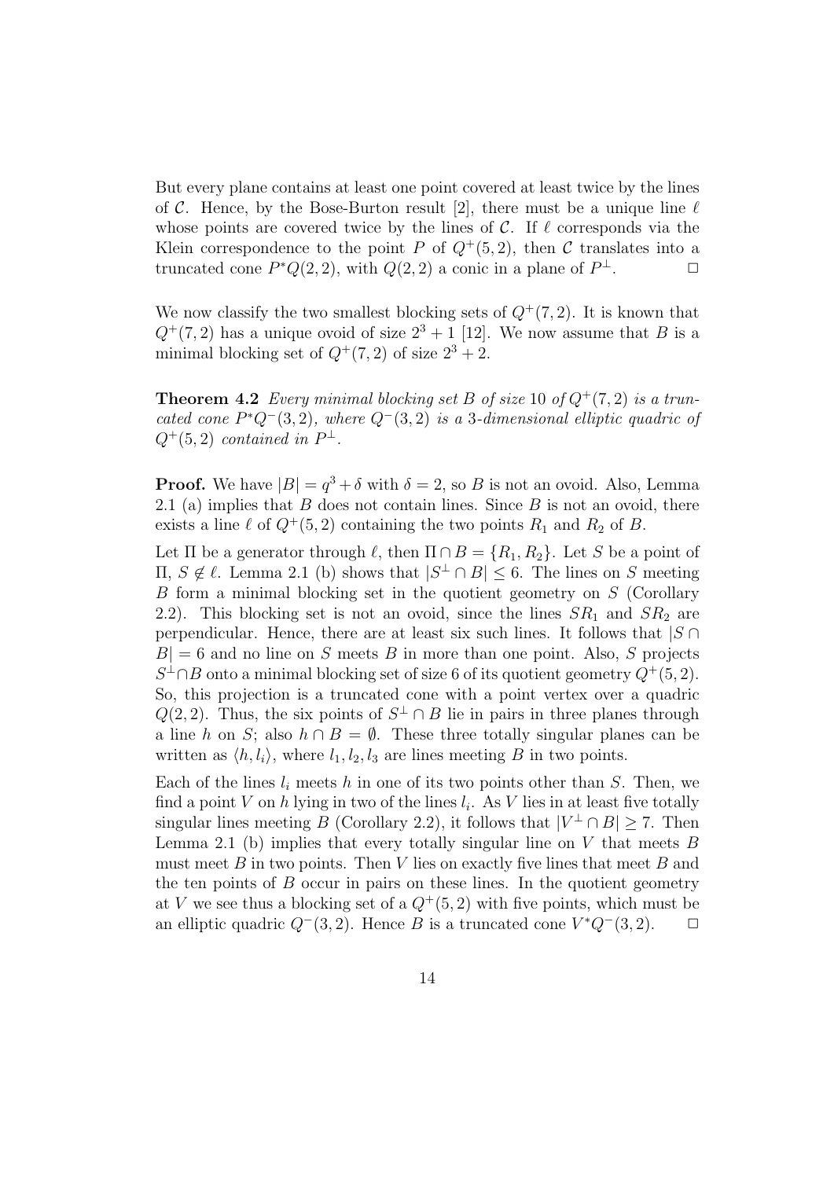But every plane contains at least one point covered at least twice by the lines of $\mathcal{C}$. Hence, by the Bose-Burton result [2], there must be a unique line $\ell$ whose points are covered twice by the lines of $\mathcal{C}$. If $\ell$ corresponds via the Klein correspondence to the point $P$ of $Q^+(5,2)$, then $\mathcal{C}$ translates into a truncated cone $P^*Q(2,2)$, with $Q(2,2)$ a conic in a plane of $P^\perp$. $\Box$

We now classify the two smallest blocking sets of $Q^+(7,2)$. It is known that $Q^+(7,2)$ has a unique ovoid of size $2^3+1$ [12]. We now assume that $B$ is a minimal blocking set of $Q^+(7,2)$ of size $2^3+2$.

**Theorem 4.2** *Every minimal blocking set $B$ of size 10 of $Q^+(7,2)$ is a truncated cone $P^*Q^-(3,2)$, where $Q^-(3,2)$ is a 3-dimensional elliptic quadric of $Q^+(5,2)$ contained in $P^\perp$.*

**Proof.** We have $|B| = q^3 + \delta$ with $\delta = 2$, so $B$ is not an ovoid. Also, Lemma 2.1 (a) implies that $B$ does not contain lines. Since $B$ is not an ovoid, there exists a line $\ell$ of $Q^+(5,2)$ containing the two points $R_1$ and $R_2$ of $B$.

Let $\Pi$ be a generator through $\ell$, then $\Pi \cap B = \{R_1, R_2\}$. Let $S$ be a point of $\Pi$, $S \notin \ell$. Lemma 2.1 (b) shows that $|S^\perp \cap B| \leq 6$. The lines on $S$ meeting $B$ form a minimal blocking set in the quotient geometry on $S$ (Corollary 2.2). This blocking set is not an ovoid, since the lines $SR_1$ and $SR_2$ are perpendicular. Hence, there are at least six such lines. It follows that $|S \cap B| = 6$ and no line on $S$ meets $B$ in more than one point. Also, $S$ projects $S^\perp \cap B$ onto a minimal blocking set of size 6 of its quotient geometry $Q^+(5,2)$. So, this projection is a truncated cone with a point vertex over a quadric $Q(2,2)$. Thus, the six points of $S^\perp \cap B$ lie in pairs in three planes through a line $h$ on $S$; also $h \cap B = \emptyset$. These three totally singular planes can be written as $\langle h, l_i \rangle$, where $l_1, l_2, l_3$ are lines meeting $B$ in two points.

Each of the lines $l_i$ meets $h$ in one of its two points other than $S$. Then, we find a point $V$ on $h$ lying in two of the lines $l_i$. As $V$ lies in at least five totally singular lines meeting $B$ (Corollary 2.2), it follows that $|V^\perp \cap B| \geq 7$. Then Lemma 2.1 (b) implies that every totally singular line on $V$ that meets $B$ must meet $B$ in two points. Then $V$ lies on exactly five lines that meet $B$ and the ten points of $B$ occur in pairs on these lines. In the quotient geometry at $V$ we see thus a blocking set of a $Q^+(5,2)$ with five points, which must be an elliptic quadric $Q^-(3,2)$. Hence $B$ is a truncated cone $V^*Q^-(3,2)$. $\Box$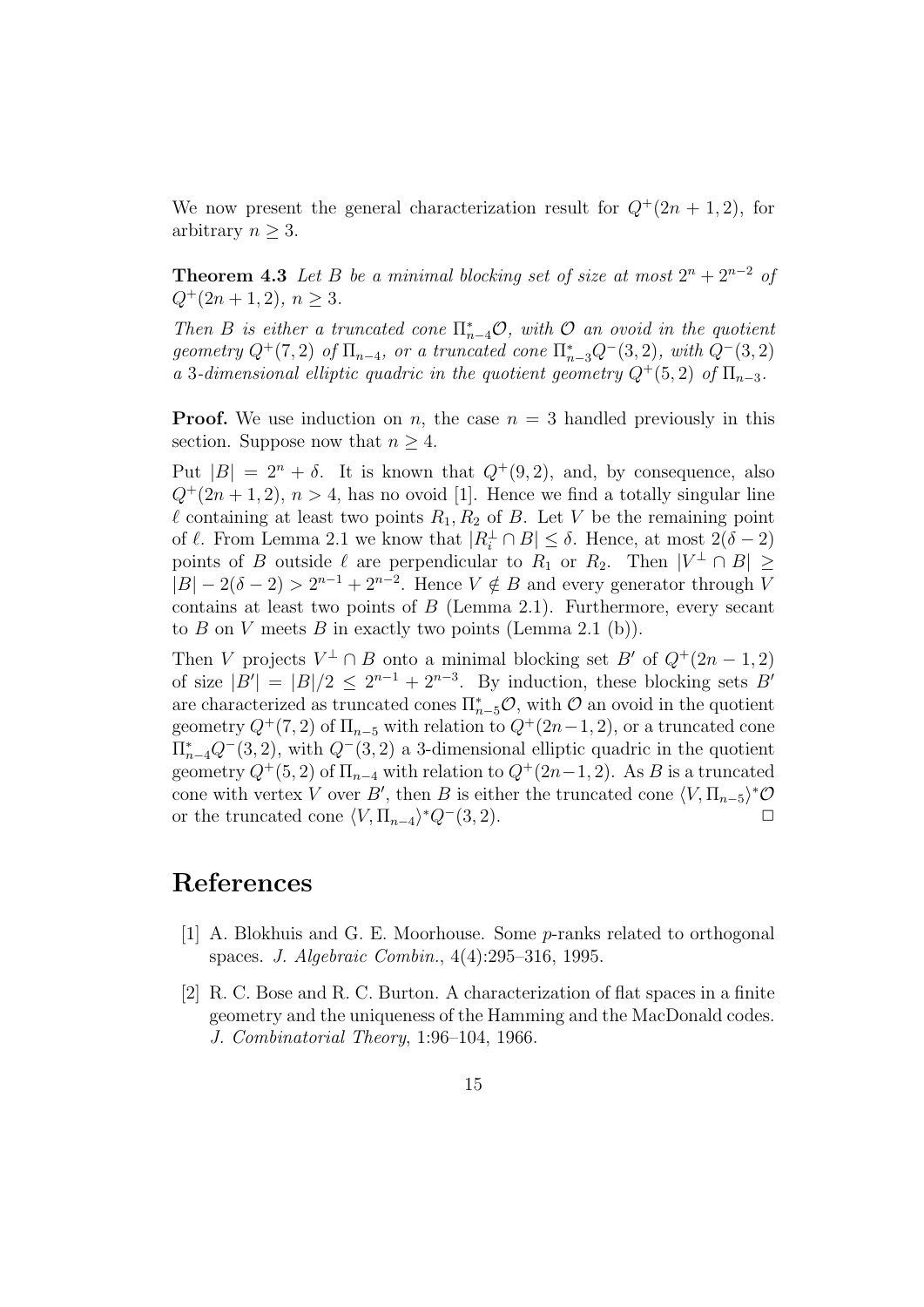We now present the general characterization result for $Q^+(2n+1,2)$, for arbitrary $n \geq 3$.

**Theorem 4.3** *Let $B$ be a minimal blocking set of size at most $2^n + 2^{n-2}$ of $Q^+(2n+1,2)$, $n \geq 3$.*

*Then $B$ is either a truncated cone $\Pi^*_{n-4}\mathcal{O}$, with $\mathcal{O}$ an ovoid in the quotient geometry $Q^+(7,2)$ of $\Pi_{n-4}$, or a truncated cone $\Pi^*_{n-3}Q^-(3,2)$, with $Q^-(3,2)$ a 3-dimensional elliptic quadric in the quotient geometry $Q^+(5,2)$ of $\Pi_{n-3}$.*

**Proof.** We use induction on $n$, the case $n = 3$ handled previously in this section. Suppose now that $n \geq 4$.

Put $|B| = 2^n + \delta$. It is known that $Q^+(9,2)$, and, by consequence, also $Q^+(2n+1,2)$, $n > 4$, has no ovoid [1]. Hence we find a totally singular line $\ell$ containing at least two points $R_1, R_2$ of $B$. Let $V$ be the remaining point of $\ell$. From Lemma 2.1 we know that $|R_i^\perp \cap B| \leq \delta$. Hence, at most $2(\delta - 2)$ points of $B$ outside $\ell$ are perpendicular to $R_1$ or $R_2$. Then $|V^\perp \cap B| \geq |B| - 2(\delta - 2) > 2^{n-1} + 2^{n-2}$. Hence $V \notin B$ and every generator through $V$ contains at least two points of $B$ (Lemma 2.1). Furthermore, every secant to $B$ on $V$ meets $B$ in exactly two points (Lemma 2.1 (b)).

Then $V$ projects $V^\perp \cap B$ onto a minimal blocking set $B'$ of $Q^+(2n-1,2)$ of size $|B'| = |B|/2 \leq 2^{n-1} + 2^{n-3}$. By induction, these blocking sets $B'$ are characterized as truncated cones $\Pi^*_{n-5}\mathcal{O}$, with $\mathcal{O}$ an ovoid in the quotient geometry $Q^+(7,2)$ of $\Pi_{n-5}$ with relation to $Q^+(2n-1,2)$, or a truncated cone $\Pi^*_{n-4}Q^-(3,2)$, with $Q^-(3,2)$ a 3-dimensional elliptic quadric in the quotient geometry $Q^+(5,2)$ of $\Pi_{n-4}$ with relation to $Q^+(2n-1,2)$. As $B$ is a truncated cone with vertex $V$ over $B'$, then $B$ is either the truncated cone $\langle V, \Pi_{n-5}\rangle^*\mathcal{O}$ or the truncated cone $\langle V, \Pi_{n-4}\rangle^* Q^-(3,2)$. $\square$

# References

[1] A. Blokhuis and G. E. Moorhouse. Some $p$-ranks related to orthogonal spaces. *J. Algebraic Combin.*, 4(4):295–316, 1995.

[2] R. C. Bose and R. C. Burton. A characterization of flat spaces in a finite geometry and the uniqueness of the Hamming and the MacDonald codes. *J. Combinatorial Theory*, 1:96–104, 1966.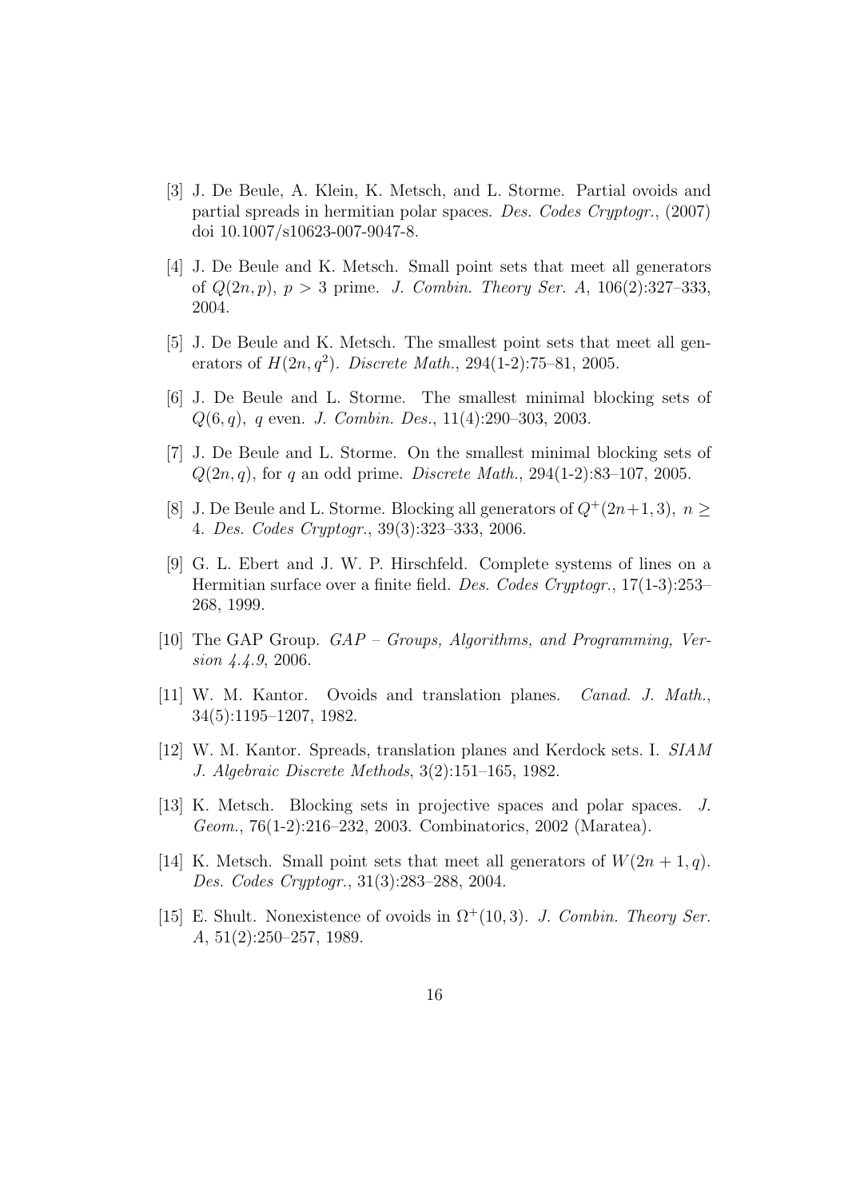[3] J. De Beule, A. Klein, K. Metsch, and L. Storme. Partial ovoids and partial spreads in hermitian polar spaces. *Des. Codes Cryptogr.*, (2007) doi 10.1007/s10623-007-9047-8.

[4] J. De Beule and K. Metsch. Small point sets that meet all generators of $Q(2n, p)$, $p > 3$ prime. *J. Combin. Theory Ser. A*, 106(2):327–333, 2004.

[5] J. De Beule and K. Metsch. The smallest point sets that meet all generators of $H(2n, q^2)$. *Discrete Math.*, 294(1-2):75–81, 2005.

[6] J. De Beule and L. Storme. The smallest minimal blocking sets of $Q(6, q)$, $q$ even. *J. Combin. Des.*, 11(4):290–303, 2003.

[7] J. De Beule and L. Storme. On the smallest minimal blocking sets of $Q(2n, q)$, for $q$ an odd prime. *Discrete Math.*, 294(1-2):83–107, 2005.

[8] J. De Beule and L. Storme. Blocking all generators of $Q^+(2n+1, 3)$, $n \geq 4$. *Des. Codes Cryptogr.*, 39(3):323–333, 2006.

[9] G. L. Ebert and J. W. P. Hirschfeld. Complete systems of lines on a Hermitian surface over a finite field. *Des. Codes Cryptogr.*, 17(1-3):253–268, 1999.

[10] The GAP Group. *GAP – Groups, Algorithms, and Programming, Version 4.4.9*, 2006.

[11] W. M. Kantor. Ovoids and translation planes. *Canad. J. Math.*, 34(5):1195–1207, 1982.

[12] W. M. Kantor. Spreads, translation planes and Kerdock sets. I. *SIAM J. Algebraic Discrete Methods*, 3(2):151–165, 1982.

[13] K. Metsch. Blocking sets in projective spaces and polar spaces. *J. Geom.*, 76(1-2):216–232, 2003. Combinatorics, 2002 (Maratea).

[14] K. Metsch. Small point sets that meet all generators of $W(2n + 1, q)$. *Des. Codes Cryptogr.*, 31(3):283–288, 2004.

[15] E. Shult. Nonexistence of ovoids in $\Omega^+(10, 3)$. *J. Combin. Theory Ser. A*, 51(2):250–257, 1989.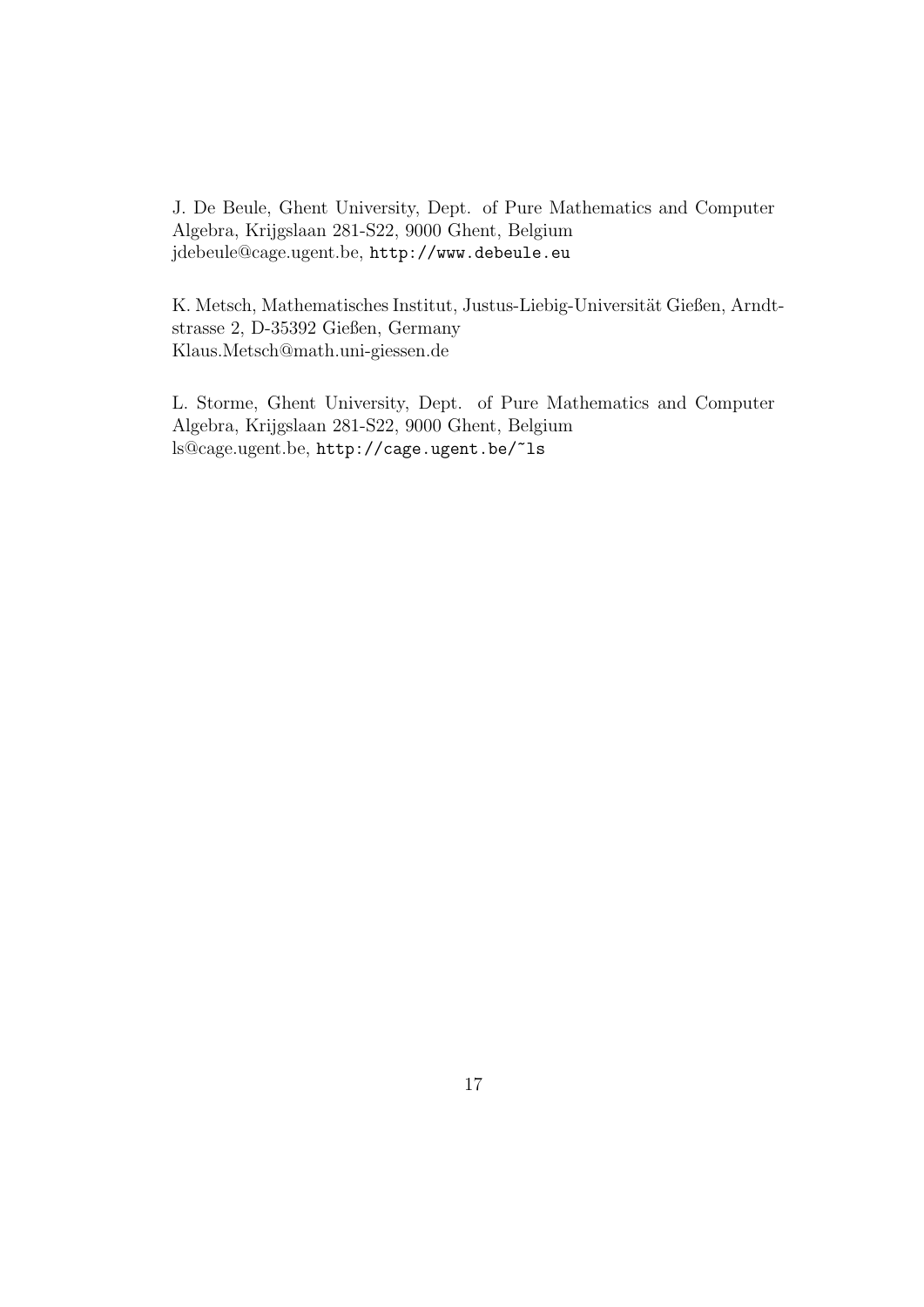J. De Beule, Ghent University, Dept. of Pure Mathematics and Computer Algebra, Krijgslaan 281-S22, 9000 Ghent, Belgium
jdebeule@cage.ugent.be, `http://www.debeule.eu`

K. Metsch, Mathematisches Institut, Justus-Liebig-Universität Gießen, Arndtstrasse 2, D-35392 Gießen, Germany
Klaus.Metsch@math.uni-giessen.de

L. Storme, Ghent University, Dept. of Pure Mathematics and Computer Algebra, Krijgslaan 281-S22, 9000 Ghent, Belgium
ls@cage.ugent.be, `http://cage.ugent.be/~ls`